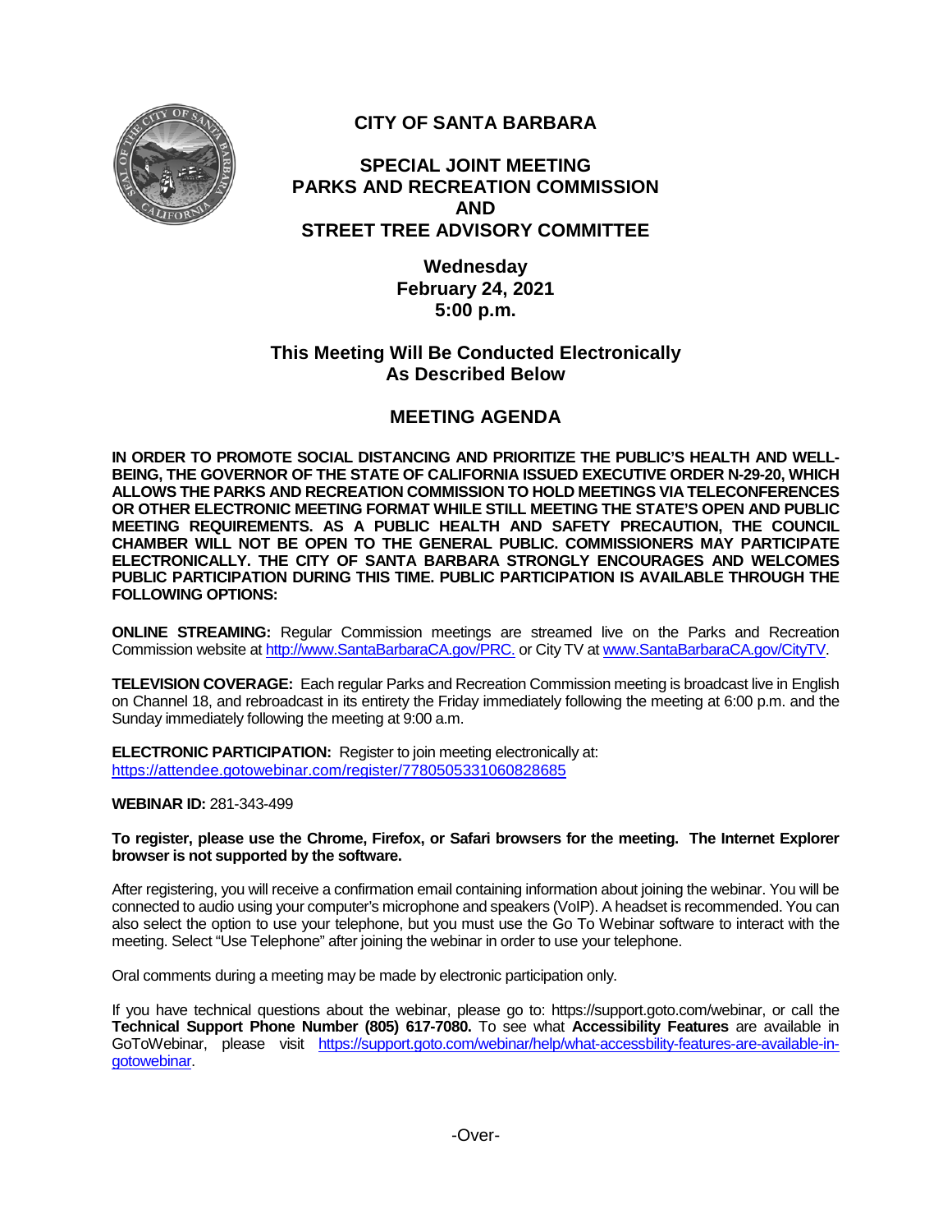# CITY OF SANTA BARBARA

## SPECIAL JOINT MEETING
## PARKS AND RECREATION COMMISSION
## AND
## STREET TREE ADVISORY COMMITTEE

**Wednesday**
**February 24, 2021**
**5:00 p.m.**

## This Meeting Will Be Conducted Electronically As Described Below

## MEETING AGENDA

**IN ORDER TO PROMOTE SOCIAL DISTANCING AND PRIORITIZE THE PUBLIC'S HEALTH AND WELL-BEING, THE GOVERNOR OF THE STATE OF CALIFORNIA ISSUED EXECUTIVE ORDER N-29-20, WHICH ALLOWS THE PARKS AND RECREATION COMMISSION TO HOLD MEETINGS VIA TELECONFERENCES OR OTHER ELECTRONIC MEETING FORMAT WHILE STILL MEETING THE STATE'S OPEN AND PUBLIC MEETING REQUIREMENTS. AS A PUBLIC HEALTH AND SAFETY PRECAUTION, THE COUNCIL CHAMBER WILL NOT BE OPEN TO THE GENERAL PUBLIC. COMMISSIONERS MAY PARTICIPATE ELECTRONICALLY. THE CITY OF SANTA BARBARA STRONGLY ENCOURAGES AND WELCOMES PUBLIC PARTICIPATION DURING THIS TIME. PUBLIC PARTICIPATION IS AVAILABLE THROUGH THE FOLLOWING OPTIONS:**

**ONLINE STREAMING:** Regular Commission meetings are streamed live on the Parks and Recreation Commission website at http://www.SantaBarbaraCA.gov/PRC. or City TV at www.SantaBarbaraCA.gov/CityTV.

**TELEVISION COVERAGE:** Each regular Parks and Recreation Commission meeting is broadcast live in English on Channel 18, and rebroadcast in its entirety the Friday immediately following the meeting at 6:00 p.m. and the Sunday immediately following the meeting at 9:00 a.m.

**ELECTRONIC PARTICIPATION:** Register to join meeting electronically at: https://attendee.gotowebinar.com/register/7780505331060828685

**WEBINAR ID:** 281-343-499

**To register, please use the Chrome, Firefox, or Safari browsers for the meeting. The Internet Explorer browser is not supported by the software.**

After registering, you will receive a confirmation email containing information about joining the webinar. You will be connected to audio using your computer's microphone and speakers (VoIP). A headset is recommended. You can also select the option to use your telephone, but you must use the Go To Webinar software to interact with the meeting. Select "Use Telephone" after joining the webinar in order to use your telephone.

Oral comments during a meeting may be made by electronic participation only.

If you have technical questions about the webinar, please go to: https://support.goto.com/webinar, or call the **Technical Support Phone Number (805) 617-7080.** To see what **Accessibility Features** are available in GoToWebinar, please visit https://support.goto.com/webinar/help/what-accessbility-features-are-available-in-gotowebinar.

-Over-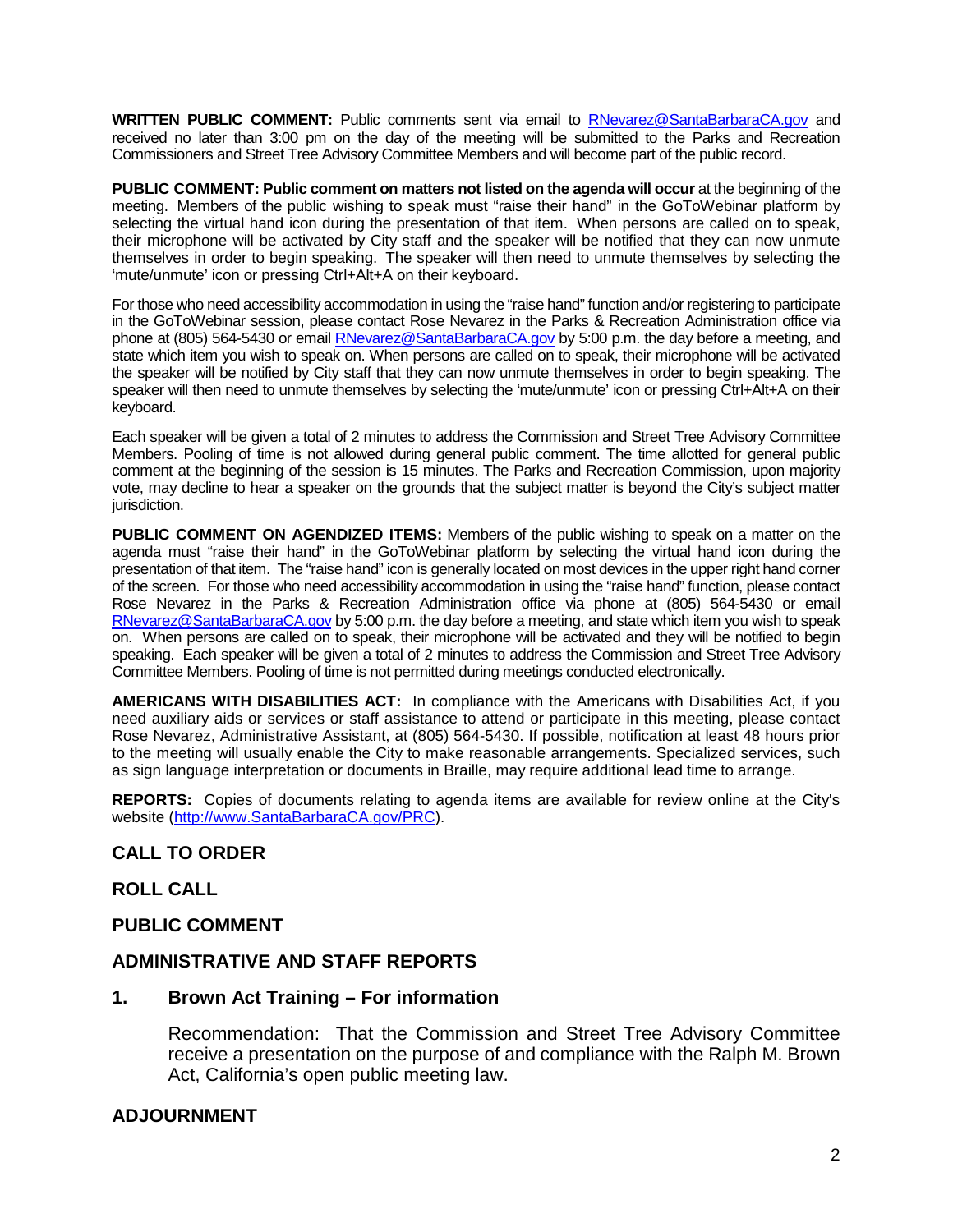**WRITTEN PUBLIC COMMENT:** Public comments sent via email to RNevarez@SantaBarbaraCA.gov and received no later than 3:00 pm on the day of the meeting will be submitted to the Parks and Recreation Commissioners and Street Tree Advisory Committee Members and will become part of the public record.

**PUBLIC COMMENT: Public comment on matters not listed on the agenda will occur** at the beginning of the meeting. Members of the public wishing to speak must "raise their hand" in the GoToWebinar platform by selecting the virtual hand icon during the presentation of that item. When persons are called on to speak, their microphone will be activated by City staff and the speaker will be notified that they can now unmute themselves in order to begin speaking. The speaker will then need to unmute themselves by selecting the 'mute/unmute' icon or pressing Ctrl+Alt+A on their keyboard.

For those who need accessibility accommodation in using the "raise hand" function and/or registering to participate in the GoToWebinar session, please contact Rose Nevarez in the Parks & Recreation Administration office via phone at (805) 564-5430 or email RNevarez@SantaBarbaraCA.gov by 5:00 p.m. the day before a meeting, and state which item you wish to speak on. When persons are called on to speak, their microphone will be activated the speaker will be notified by City staff that they can now unmute themselves in order to begin speaking. The speaker will then need to unmute themselves by selecting the 'mute/unmute' icon or pressing Ctrl+Alt+A on their keyboard.

Each speaker will be given a total of 2 minutes to address the Commission and Street Tree Advisory Committee Members. Pooling of time is not allowed during general public comment. The time allotted for general public comment at the beginning of the session is 15 minutes. The Parks and Recreation Commission, upon majority vote, may decline to hear a speaker on the grounds that the subject matter is beyond the City's subject matter jurisdiction.

**PUBLIC COMMENT ON AGENDIZED ITEMS:** Members of the public wishing to speak on a matter on the agenda must "raise their hand" in the GoToWebinar platform by selecting the virtual hand icon during the presentation of that item. The "raise hand" icon is generally located on most devices in the upper right hand corner of the screen. For those who need accessibility accommodation in using the "raise hand" function, please contact Rose Nevarez in the Parks & Recreation Administration office via phone at (805) 564-5430 or email RNevarez@SantaBarbaraCA.gov by 5:00 p.m. the day before a meeting, and state which item you wish to speak on. When persons are called on to speak, their microphone will be activated and they will be notified to begin speaking. Each speaker will be given a total of 2 minutes to address the Commission and Street Tree Advisory Committee Members. Pooling of time is not permitted during meetings conducted electronically.

**AMERICANS WITH DISABILITIES ACT:** In compliance with the Americans with Disabilities Act, if you need auxiliary aids or services or staff assistance to attend or participate in this meeting, please contact Rose Nevarez, Administrative Assistant, at (805) 564-5430. If possible, notification at least 48 hours prior to the meeting will usually enable the City to make reasonable arrangements. Specialized services, such as sign language interpretation or documents in Braille, may require additional lead time to arrange.

**REPORTS:** Copies of documents relating to agenda items are available for review online at the City's website (http://www.SantaBarbaraCA.gov/PRC).

## CALL TO ORDER

## ROLL CALL

## PUBLIC COMMENT

## ADMINISTRATIVE AND STAFF REPORTS

### 1. Brown Act Training – For information

Recommendation: That the Commission and Street Tree Advisory Committee receive a presentation on the purpose of and compliance with the Ralph M. Brown Act, California's open public meeting law.

## ADJOURNMENT